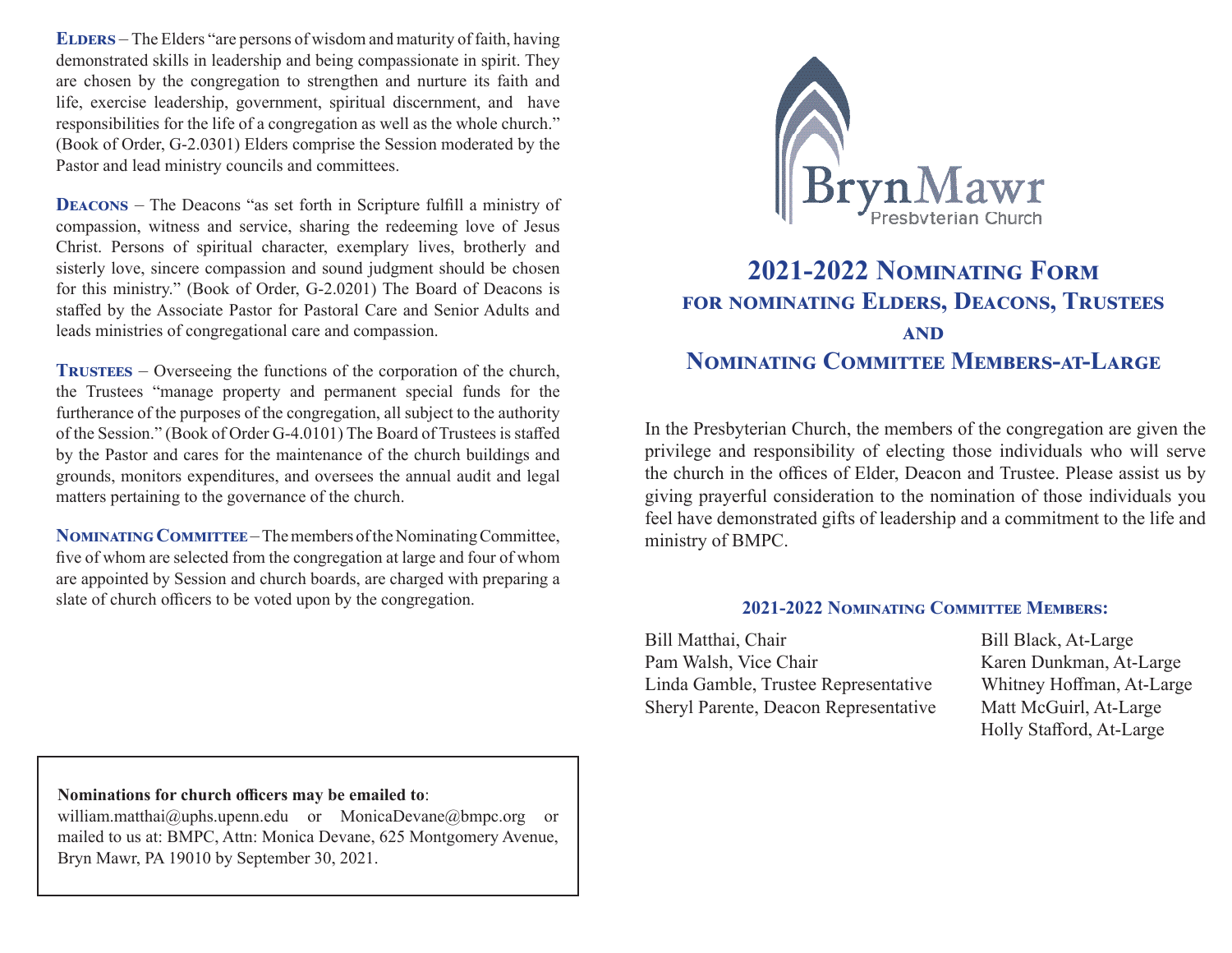**Elders** – The Elders "are persons of wisdom and maturity of faith, having demonstrated skills in leadership and being compassionate in spirit. They are chosen by the congregation to strengthen and nurture its faith and life, exercise leadership, government, spiritual discernment, and have responsibilities for the life of a congregation as well as the whole church." (Book of Order, G-2.0301) Elders comprise the Session moderated by the Pastor and lead ministry councils and committees.

**Deacons** – The Deacons "as set forth in Scripture fulfill a ministry of compassion, witness and service, sharing the redeeming love of Jesus Christ. Persons of spiritual character, exemplary lives, brotherly and sisterly love, sincere compassion and sound judgment should be chosen for this ministry." (Book of Order, G-2.0201) The Board of Deacons is staffed by the Associate Pastor for Pastoral Care and Senior Adults and leads ministries of congregational care and compassion.

**Trustees** – Overseeing the functions of the corporation of the church, the Trustees "manage property and permanent special funds for the furtherance of the purposes of the congregation, all subject to the authority of the Session." (Book of Order G-4.0101) The Board of Trustees is staffed by the Pastor and cares for the maintenance of the church buildings and grounds, monitors expenditures, and oversees the annual audit and legal matters pertaining to the governance of the church.

**Nominating Committee** – The members of the Nominating Committee, five of whom are selected from the congregation at large and four of whom are appointed by Session and church boards, are charged with preparing a slate of church officers to be voted upon by the congregation.

**Nominations for church officers may be emailed to**:
william.matthai@uphs.upenn.edu or MonicaDevane@bmpc.org or mailed to us at: BMPC, Attn: Monica Devane, 625 Montgomery Avenue, Bryn Mawr, PA 19010 by September 30, 2021.

Bryn Mawr Presbyterian Church

# 2021-2022 Nominating Form
## for nominating Elders, Deacons, Trustees and Nominating Committee Members-at-Large

In the Presbyterian Church, the members of the congregation are given the privilege and responsibility of electing those individuals who will serve the church in the offices of Elder, Deacon and Trustee. Please assist us by giving prayerful consideration to the nomination of those individuals you feel have demonstrated gifts of leadership and a commitment to the life and ministry of BMPC.

### 2021-2022 Nominating Committee Members:

Bill Matthai, Chair
Pam Walsh, Vice Chair
Linda Gamble, Trustee Representative
Sheryl Parente, Deacon Representative

Bill Black, At-Large
Karen Dunkman, At-Large
Whitney Hoffman, At-Large
Matt McGuirl, At-Large
Holly Stafford, At-Large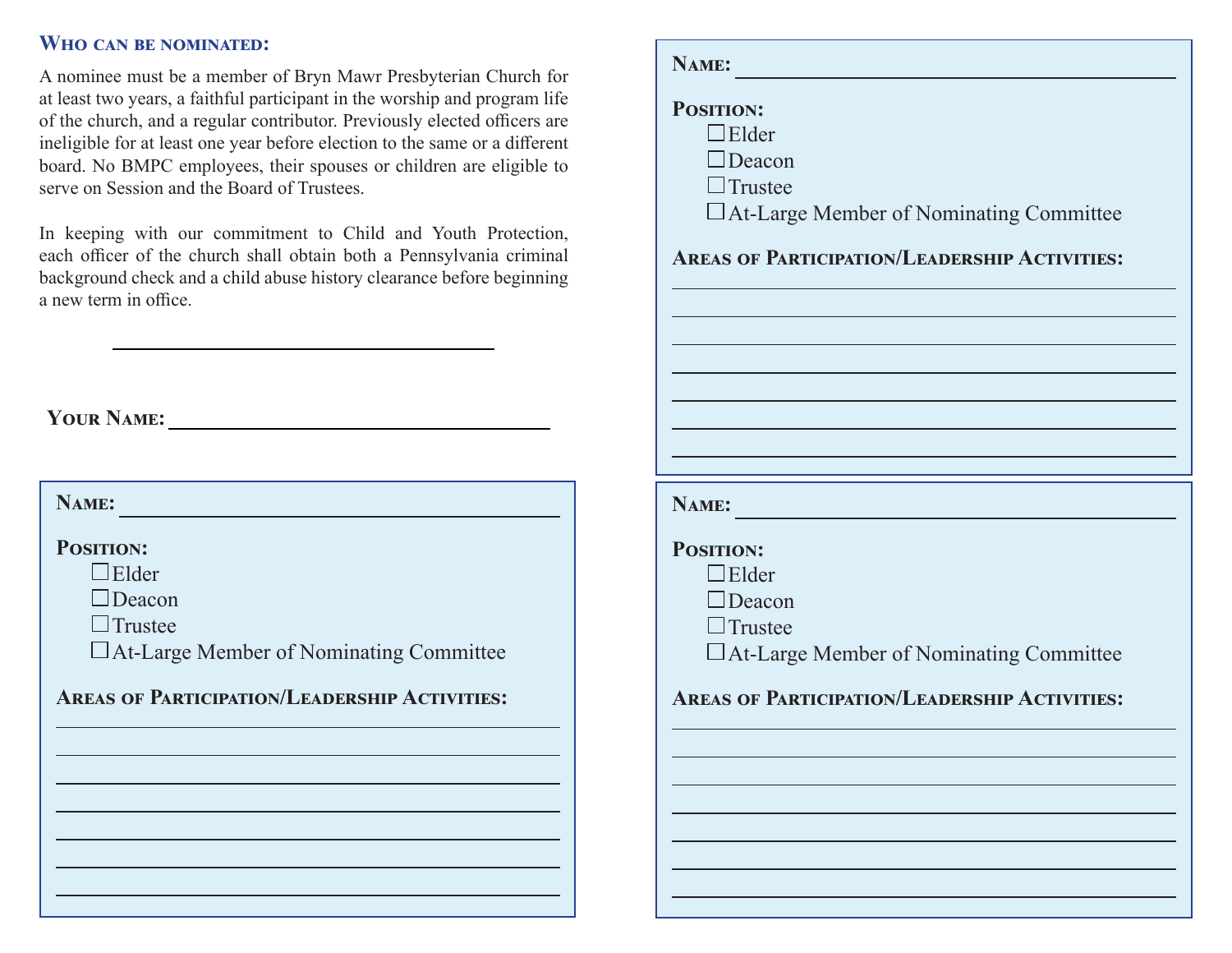## Who can be nominated:

A nominee must be a member of Bryn Mawr Presbyterian Church for at least two years, a faithful participant in the worship and program life of the church, and a regular contributor. Previously elected officers are ineligible for at least one year before election to the same or a different board. No BMPC employees, their spouses or children are eligible to serve on Session and the Board of Trustees.

In keeping with our commitment to Child and Youth Protection, each officer of the church shall obtain both a Pennsylvania criminal background check and a child abuse history clearance before beginning a new term in office.

---

**Your Name:** ______________________________

---

**Name:** ______________________________

**Position:**

- ☐ Elder
- ☐ Deacon
- ☐ Trustee
- ☐ At-Large Member of Nominating Committee

**Areas of Participation/Leadership Activities:**

______________________________
______________________________
______________________________
______________________________
______________________________
______________________________
______________________________

---

**Name:** ______________________________

**Position:**

- ☐ Elder
- ☐ Deacon
- ☐ Trustee
- ☐ At-Large Member of Nominating Committee

**Areas of Participation/Leadership Activities:**

______________________________
______________________________
______________________________
______________________________
______________________________
______________________________
______________________________

---

**Name:** ______________________________

**Position:**

- ☐ Elder
- ☐ Deacon
- ☐ Trustee
- ☐ At-Large Member of Nominating Committee

**Areas of Participation/Leadership Activities:**

______________________________
______________________________
______________________________
______________________________
______________________________
______________________________
______________________________